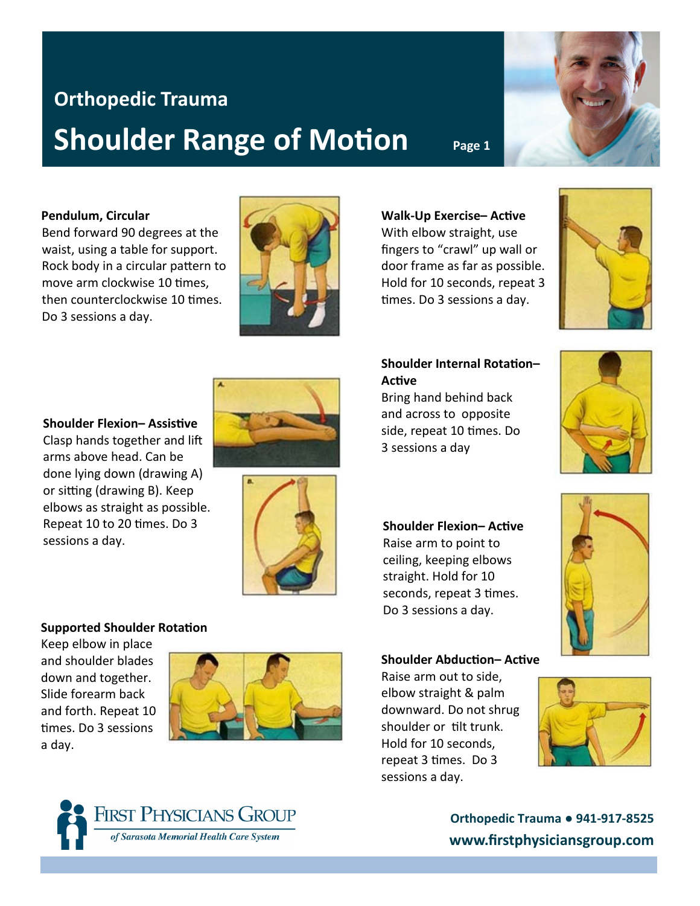## Orthopedic Trauma

# Shoulder Range of Motion

Page 1

**Pendulum, Circular**
Bend forward 90 degrees at the waist, using a table for support. Rock body in a circular pattern to move arm clockwise 10 times, then counterclockwise 10 times. Do 3 sessions a day.

**Shoulder Flexion– Assistive**
Clasp hands together and lift arms above head. Can be done lying down (drawing A) or sitting (drawing B). Keep elbows as straight as possible. Repeat 10 to 20 times. Do 3 sessions a day.

**Supported Shoulder Rotation**
Keep elbow in place and shoulder blades down and together. Slide forearm back and forth. Repeat 10 times. Do 3 sessions a day.

**Walk-Up Exercise– Active**
With elbow straight, use fingers to "crawl" up wall or door frame as far as possible. Hold for 10 seconds, repeat 3 times. Do 3 sessions a day.

**Shoulder Internal Rotation– Active**
Bring hand behind back and across to opposite side, repeat 10 times. Do 3 sessions a day

**Shoulder Flexion– Active**
Raise arm to point to ceiling, keeping elbows straight. Hold for 10 seconds, repeat 3 times. Do 3 sessions a day.

**Shoulder Abduction– Active**
Raise arm out to side, elbow straight & palm downward. Do not shrug shoulder or tilt trunk. Hold for 10 seconds, repeat 3 times. Do 3 sessions a day.

First Physicians Group
*of Sarasota Memorial Health Care System*

**Orthopedic Trauma ● 941-917-8525**
**www.firstphysiciansgroup.com**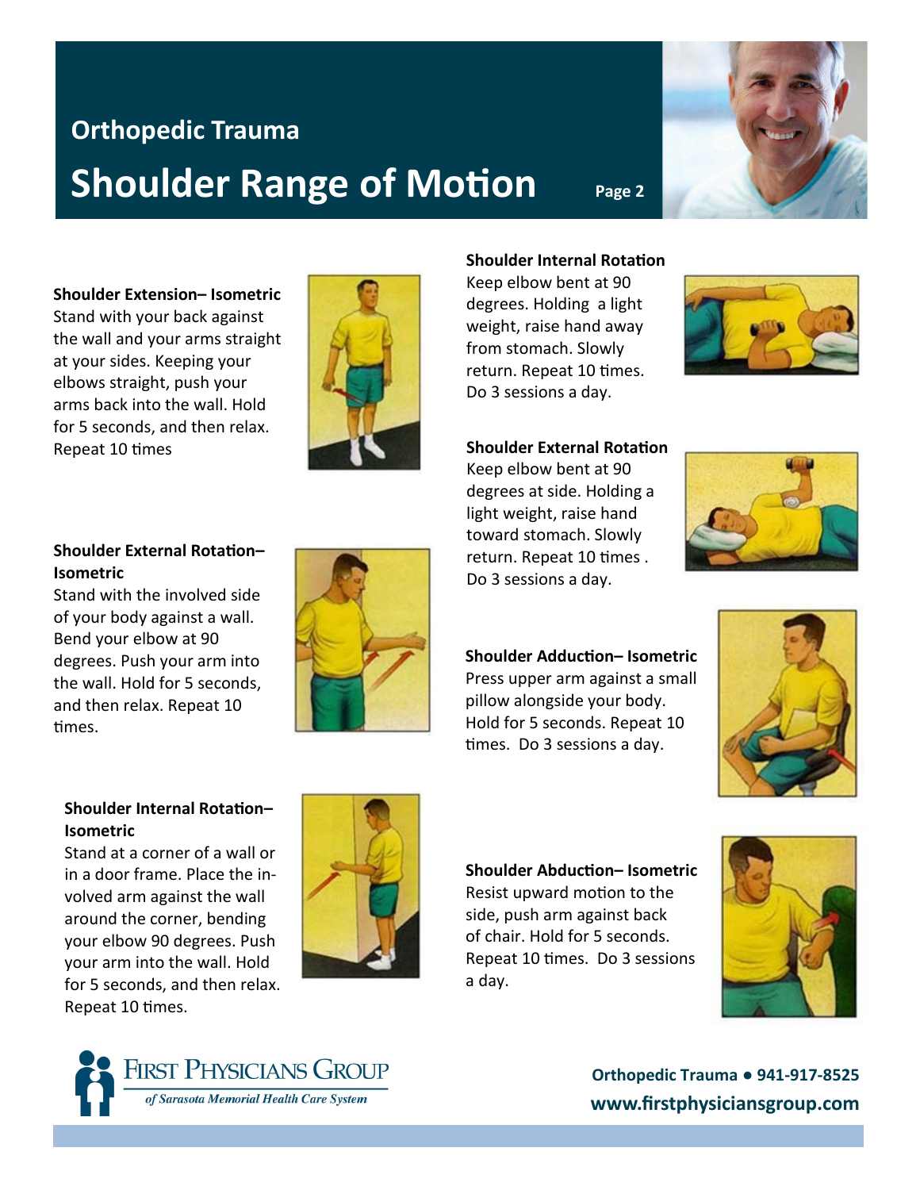## Orthopedic Trauma

# Shoulder Range of Motion

**Shoulder Extension– Isometric**
Stand with your back against the wall and your arms straight at your sides. Keeping your elbows straight, push your arms back into the wall. Hold for 5 seconds, and then relax. Repeat 10 times

**Shoulder External Rotation– Isometric**
Stand with the involved side of your body against a wall. Bend your elbow at 90 degrees. Push your arm into the wall. Hold for 5 seconds, and then relax. Repeat 10 times.

**Shoulder Internal Rotation– Isometric**
Stand at a corner of a wall or in a door frame. Place the involved arm against the wall around the corner, bending your elbow 90 degrees. Push your arm into the wall. Hold for 5 seconds, and then relax. Repeat 10 times.

**Shoulder Internal Rotation**
Keep elbow bent at 90 degrees. Holding a light weight, raise hand away from stomach. Slowly return. Repeat 10 times. Do 3 sessions a day.

**Shoulder External Rotation**
Keep elbow bent at 90 degrees at side. Holding a light weight, raise hand toward stomach. Slowly return. Repeat 10 times . Do 3 sessions a day.

**Shoulder Adduction– Isometric**
Press upper arm against a small pillow alongside your body. Hold for 5 seconds. Repeat 10 times. Do 3 sessions a day.

**Shoulder Abduction– Isometric**
Resist upward motion to the side, push arm against back of chair. Hold for 5 seconds. Repeat 10 times. Do 3 sessions a day.

First Physicians Group
*of Sarasota Memorial Health Care System*

**Orthopedic Trauma • 941-917-8525**
**www.firstphysiciansgroup.com**